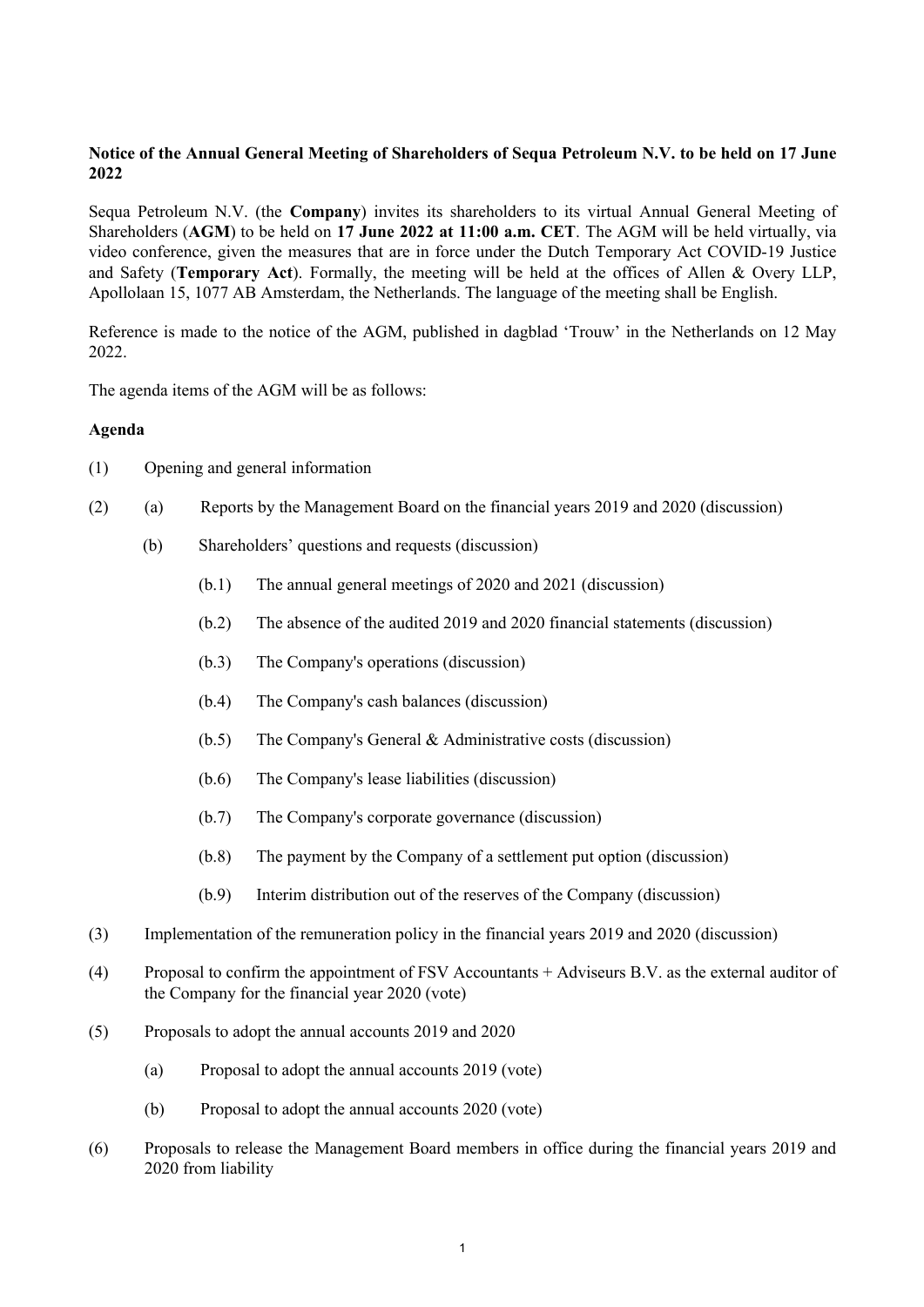**Notice of the Annual General Meeting of Shareholders of Sequa Petroleum N.V. to be held on 17 June 2022**

Sequa Petroleum N.V. (the **Company**) invites its shareholders to its virtual Annual General Meeting of Shareholders (**AGM**) to be held on **17 June 2022 at 11:00 a.m. CET**. The AGM will be held virtually, via video conference, given the measures that are in force under the Dutch Temporary Act COVID-19 Justice and Safety (**Temporary Act**). Formally, the meeting will be held at the offices of Allen & Overy LLP, Apollolaan 15, 1077 AB Amsterdam, the Netherlands. The language of the meeting shall be English.

Reference is made to the notice of the AGM, published in dagblad 'Trouw' in the Netherlands on 12 May 2022.

The agenda items of the AGM will be as follows:

**Agenda**

(1) Opening and general information

(2) (a) Reports by the Management Board on the financial years 2019 and 2020 (discussion)

    (b) Shareholders' questions and requests (discussion)

        (b.1) The annual general meetings of 2020 and 2021 (discussion)

        (b.2) The absence of the audited 2019 and 2020 financial statements (discussion)

        (b.3) The Company's operations (discussion)

        (b.4) The Company's cash balances (discussion)

        (b.5) The Company's General & Administrative costs (discussion)

        (b.6) The Company's lease liabilities (discussion)

        (b.7) The Company's corporate governance (discussion)

        (b.8) The payment by the Company of a settlement put option (discussion)

        (b.9) Interim distribution out of the reserves of the Company (discussion)

(3) Implementation of the remuneration policy in the financial years 2019 and 2020 (discussion)

(4) Proposal to confirm the appointment of FSV Accountants + Adviseurs B.V. as the external auditor of the Company for the financial year 2020 (vote)

(5) Proposals to adopt the annual accounts 2019 and 2020

    (a) Proposal to adopt the annual accounts 2019 (vote)

    (b) Proposal to adopt the annual accounts 2020 (vote)

(6) Proposals to release the Management Board members in office during the financial years 2019 and 2020 from liability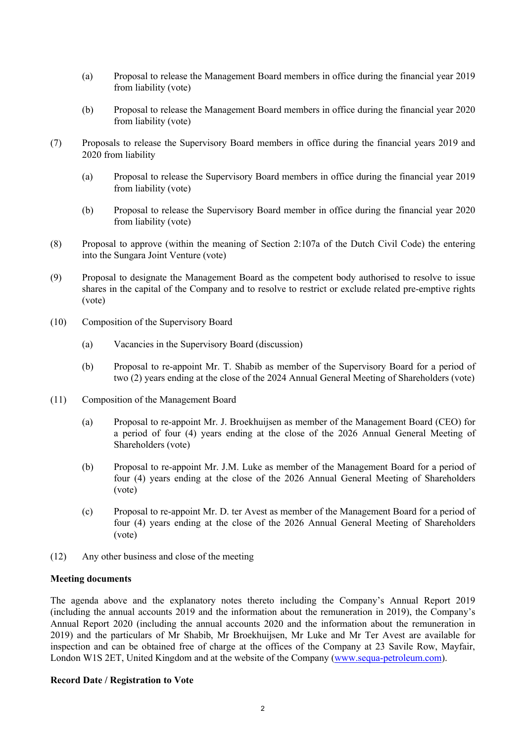(a) Proposal to release the Management Board members in office during the financial year 2019 from liability (vote)

(b) Proposal to release the Management Board members in office during the financial year 2020 from liability (vote)

(7) Proposals to release the Supervisory Board members in office during the financial years 2019 and 2020 from liability

(a) Proposal to release the Supervisory Board members in office during the financial year 2019 from liability (vote)

(b) Proposal to release the Supervisory Board member in office during the financial year 2020 from liability (vote)

(8) Proposal to approve (within the meaning of Section 2:107a of the Dutch Civil Code) the entering into the Sungara Joint Venture (vote)

(9) Proposal to designate the Management Board as the competent body authorised to resolve to issue shares in the capital of the Company and to resolve to restrict or exclude related pre-emptive rights (vote)

(10) Composition of the Supervisory Board

(a) Vacancies in the Supervisory Board (discussion)

(b) Proposal to re-appoint Mr. T. Shabib as member of the Supervisory Board for a period of two (2) years ending at the close of the 2024 Annual General Meeting of Shareholders (vote)

(11) Composition of the Management Board

(a) Proposal to re-appoint Mr. J. Broekhuijsen as member of the Management Board (CEO) for a period of four (4) years ending at the close of the 2026 Annual General Meeting of Shareholders (vote)

(b) Proposal to re-appoint Mr. J.M. Luke as member of the Management Board for a period of four (4) years ending at the close of the 2026 Annual General Meeting of Shareholders (vote)

(c) Proposal to re-appoint Mr. D. ter Avest as member of the Management Board for a period of four (4) years ending at the close of the 2026 Annual General Meeting of Shareholders (vote)

(12) Any other business and close of the meeting

**Meeting documents**

The agenda above and the explanatory notes thereto including the Company's Annual Report 2019 (including the annual accounts 2019 and the information about the remuneration in 2019), the Company's Annual Report 2020 (including the annual accounts 2020 and the information about the remuneration in 2019) and the particulars of Mr Shabib, Mr Broekhuijsen, Mr Luke and Mr Ter Avest are available for inspection and can be obtained free of charge at the offices of the Company at 23 Savile Row, Mayfair, London W1S 2ET, United Kingdom and at the website of the Company (www.sequa-petroleum.com).

**Record Date / Registration to Vote**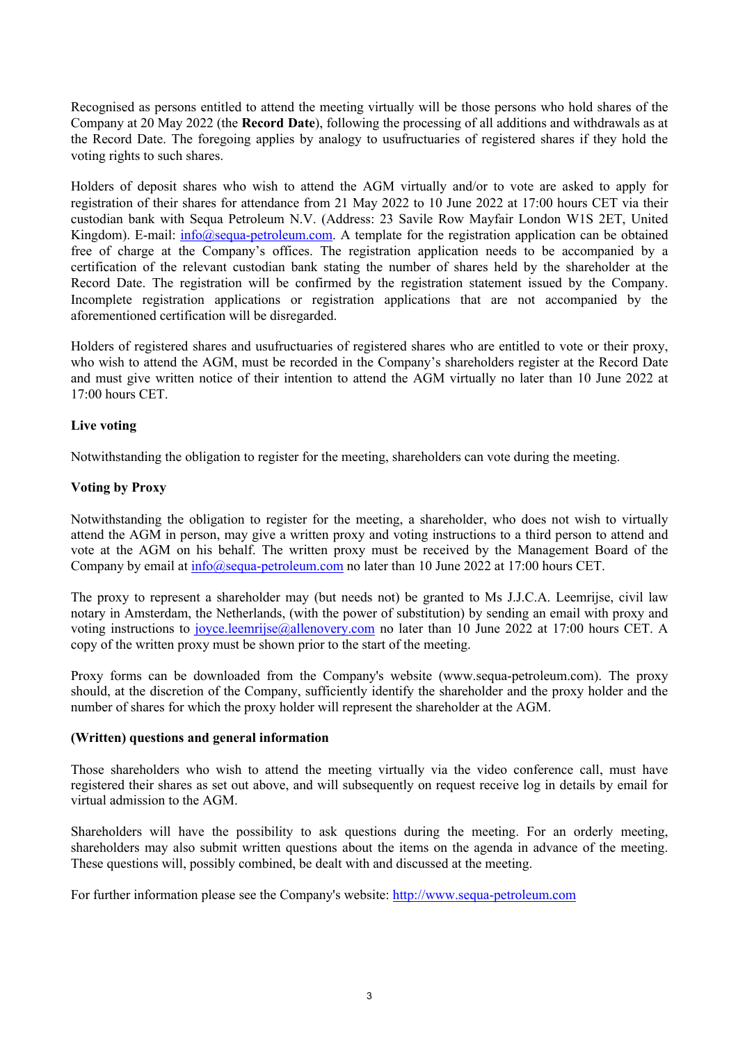Recognised as persons entitled to attend the meeting virtually will be those persons who hold shares of the Company at 20 May 2022 (the **Record Date**), following the processing of all additions and withdrawals as at the Record Date. The foregoing applies by analogy to usufructuaries of registered shares if they hold the voting rights to such shares.

Holders of deposit shares who wish to attend the AGM virtually and/or to vote are asked to apply for registration of their shares for attendance from 21 May 2022 to 10 June 2022 at 17:00 hours CET via their custodian bank with Sequa Petroleum N.V. (Address: 23 Savile Row Mayfair London W1S 2ET, United Kingdom). E-mail: info@sequa-petroleum.com. A template for the registration application can be obtained free of charge at the Company's offices. The registration application needs to be accompanied by a certification of the relevant custodian bank stating the number of shares held by the shareholder at the Record Date. The registration will be confirmed by the registration statement issued by the Company. Incomplete registration applications or registration applications that are not accompanied by the aforementioned certification will be disregarded.

Holders of registered shares and usufructuaries of registered shares who are entitled to vote or their proxy, who wish to attend the AGM, must be recorded in the Company's shareholders register at the Record Date and must give written notice of their intention to attend the AGM virtually no later than 10 June 2022 at 17:00 hours CET.

**Live voting**

Notwithstanding the obligation to register for the meeting, shareholders can vote during the meeting.

**Voting by Proxy**

Notwithstanding the obligation to register for the meeting, a shareholder, who does not wish to virtually attend the AGM in person, may give a written proxy and voting instructions to a third person to attend and vote at the AGM on his behalf. The written proxy must be received by the Management Board of the Company by email at info@sequa-petroleum.com no later than 10 June 2022 at 17:00 hours CET.

The proxy to represent a shareholder may (but needs not) be granted to Ms J.J.C.A. Leemrijse, civil law notary in Amsterdam, the Netherlands, (with the power of substitution) by sending an email with proxy and voting instructions to joyce.leemrijse@allenovery.com no later than 10 June 2022 at 17:00 hours CET. A copy of the written proxy must be shown prior to the start of the meeting.

Proxy forms can be downloaded from the Company's website (www.sequa-petroleum.com). The proxy should, at the discretion of the Company, sufficiently identify the shareholder and the proxy holder and the number of shares for which the proxy holder will represent the shareholder at the AGM.

**(Written) questions and general information**

Those shareholders who wish to attend the meeting virtually via the video conference call, must have registered their shares as set out above, and will subsequently on request receive log in details by email for virtual admission to the AGM.

Shareholders will have the possibility to ask questions during the meeting. For an orderly meeting, shareholders may also submit written questions about the items on the agenda in advance of the meeting. These questions will, possibly combined, be dealt with and discussed at the meeting.

For further information please see the Company's website: http://www.sequa-petroleum.com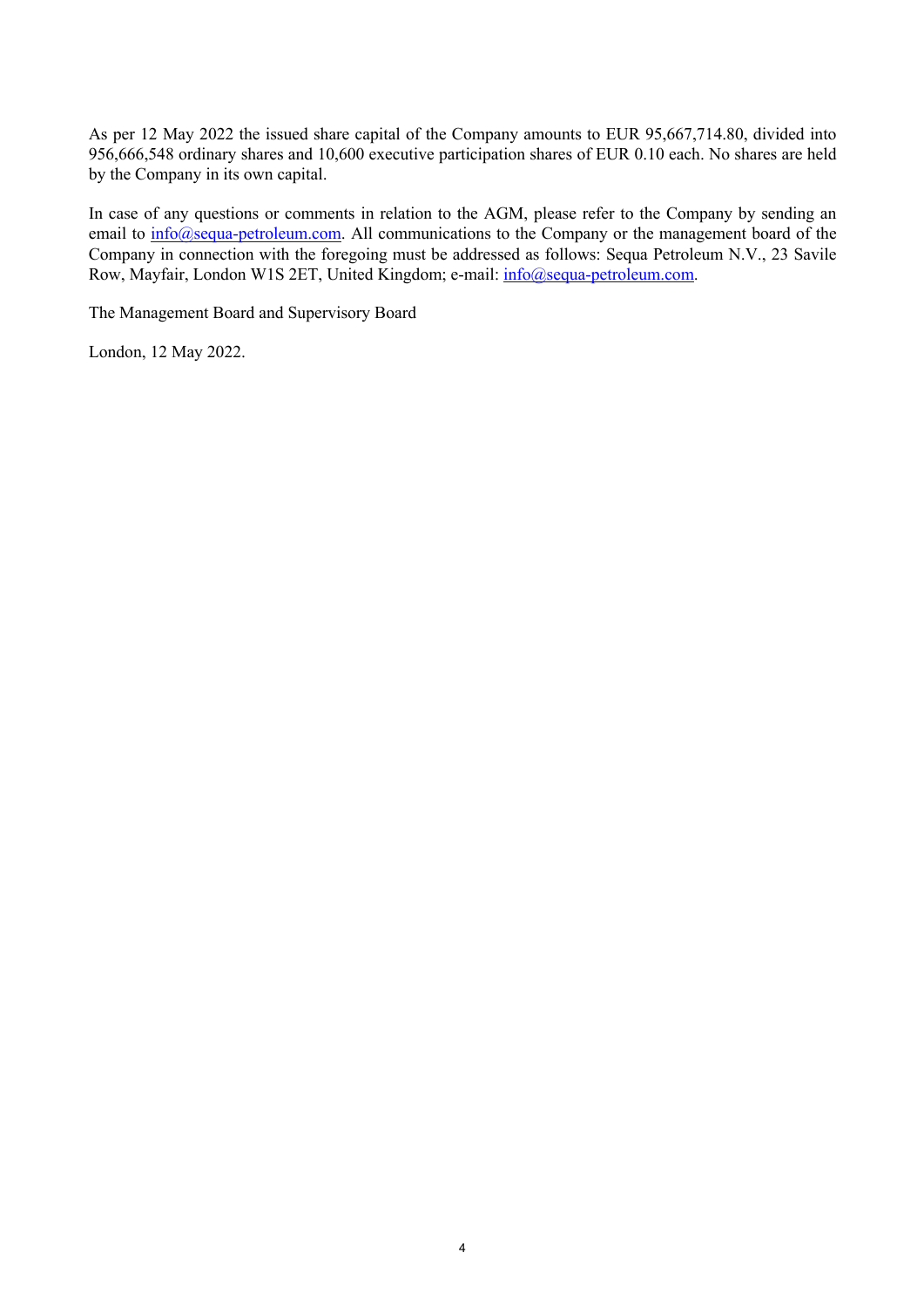As per 12 May 2022 the issued share capital of the Company amounts to EUR 95,667,714.80, divided into 956,666,548 ordinary shares and 10,600 executive participation shares of EUR 0.10 each. No shares are held by the Company in its own capital.

In case of any questions or comments in relation to the AGM, please refer to the Company by sending an email to info@sequa-petroleum.com. All communications to the Company or the management board of the Company in connection with the foregoing must be addressed as follows: Sequa Petroleum N.V., 23 Savile Row, Mayfair, London W1S 2ET, United Kingdom; e-mail: info@sequa-petroleum.com.

The Management Board and Supervisory Board

London, 12 May 2022.